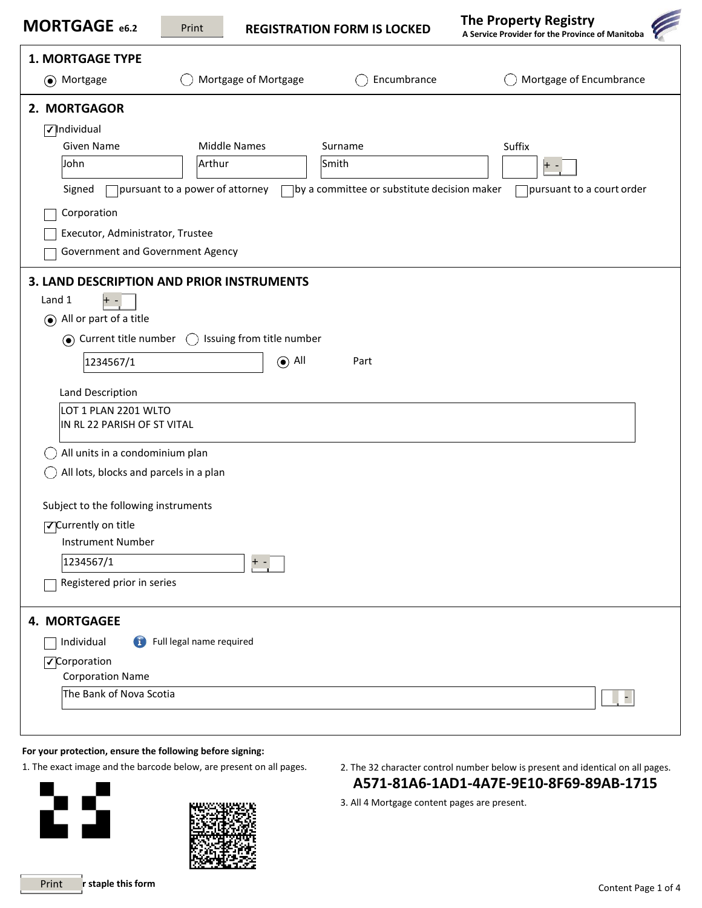# MORTGAGE e6.2

Print

REGISTRATION FORM IS LOCKED

**The Property Registry**
**A Service Provider for the Province of Manitoba**

## 1. MORTGAGE TYPE

(●) Mortgage ( ) Mortgage of Mortgage ( ) Encumbrance ( ) Mortgage of Encumbrance

## 2. MORTGAGOR

[✓] Individual

| Given Name | Middle Names | Surname | Suffix |
|---|---|---|---|
| John | Arthur | Smith | |

Signed [ ] pursuant to a power of attorney [ ] by a committee or substitute decision maker [ ] pursuant to a court order

[ ] Corporation

[ ] Executor, Administrator, Trustee

[ ] Government and Government Agency

## 3. LAND DESCRIPTION AND PRIOR INSTRUMENTS

Land 1

(●) All or part of a title

(●) Current title number ( ) Issuing from title number

1234567/1 (●) All Part

Land Description

LOT 1 PLAN 2201 WLTO
IN RL 22 PARISH OF ST VITAL

( ) All units in a condominium plan

( ) All lots, blocks and parcels in a plan

Subject to the following instruments

[✓] Currently on title

Instrument Number

1234567/1

[ ] Registered prior in series

## 4. MORTGAGEE

[ ] Individual — Full legal name required

[✓] Corporation

Corporation Name

The Bank of Nova Scotia

**For your protection, ensure the following before signing:**

1. The exact image and the barcode below, are present on all pages.
2. The 32 character control number below is present and identical on all pages.

**A571-81A6-1AD1-4A7E-9E10-8F69-89AB-1715**

3. All 4 Mortgage content pages are present.

Print **r staple this form**

Content Page 1 of 4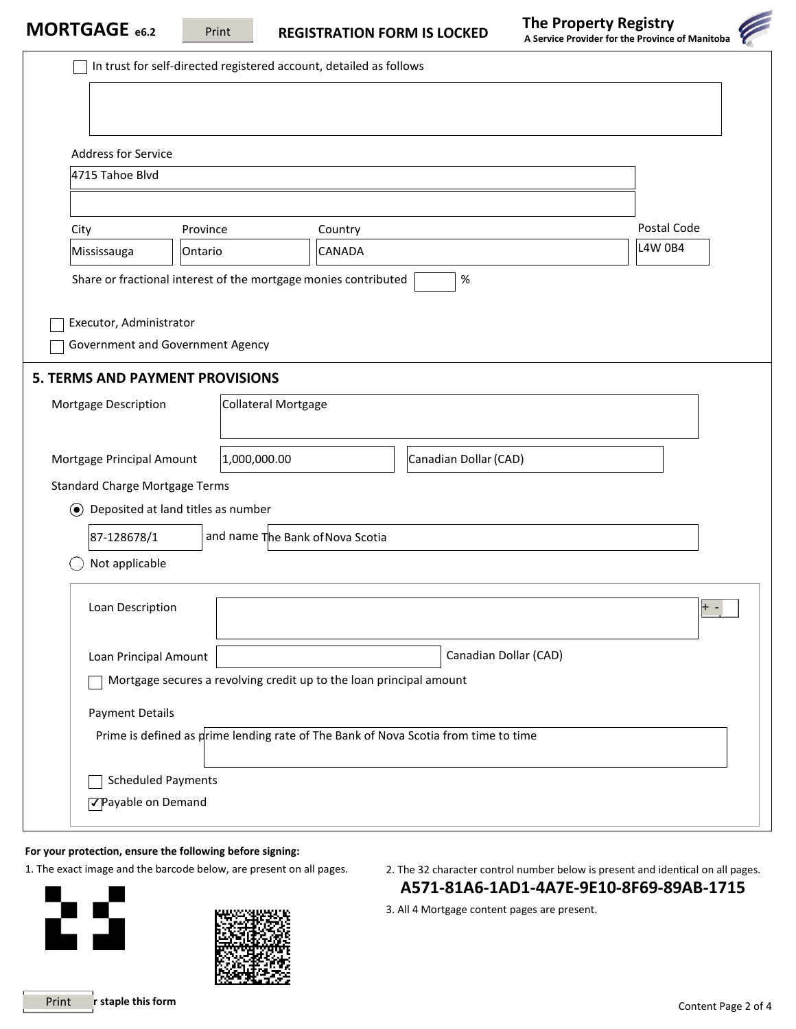**MORTGAGE** e6.2 REGISTRATION FORM IS LOCKED

**The Property Registry** A Service Provider for the Province of Manitoba

- [ ] In trust for self-directed registered account, detailed as follows

Address for Service

4715 Tahoe Blvd

| City | Province | Country | Postal Code |
|---|---|---|---|
| Mississauga | Ontario | CANADA | L4W 0B4 |

Share or fractional interest of the mortgage monies contributed ____ %

- [ ] Executor, Administrator
- [ ] Government and Government Agency

## 5. TERMS AND PAYMENT PROVISIONS

Mortgage Description: Collateral Mortgage

Mortgage Principal Amount: 1,000,000.00 Canadian Dollar (CAD)

Standard Charge Mortgage Terms

- (●) Deposited at land titles as number 87-128678/1 and name The Bank of Nova Scotia
- ( ) Not applicable

Loan Description:

Loan Principal Amount: ____ Canadian Dollar (CAD)

- [ ] Mortgage secures a revolving credit up to the loan principal amount

Payment Details

Prime is defined as prime lending rate of The Bank of Nova Scotia from time to time

- [ ] Scheduled Payments
- [x] Payable on Demand

**For your protection, ensure the following before signing:**

1. The exact image and the barcode below, are present on all pages.
2. The 32 character control number below is present and identical on all pages.

**A571-81A6-1AD1-4A7E-9E10-8F69-89AB-1715**

3. All 4 Mortgage content pages are present.

**r staple this form**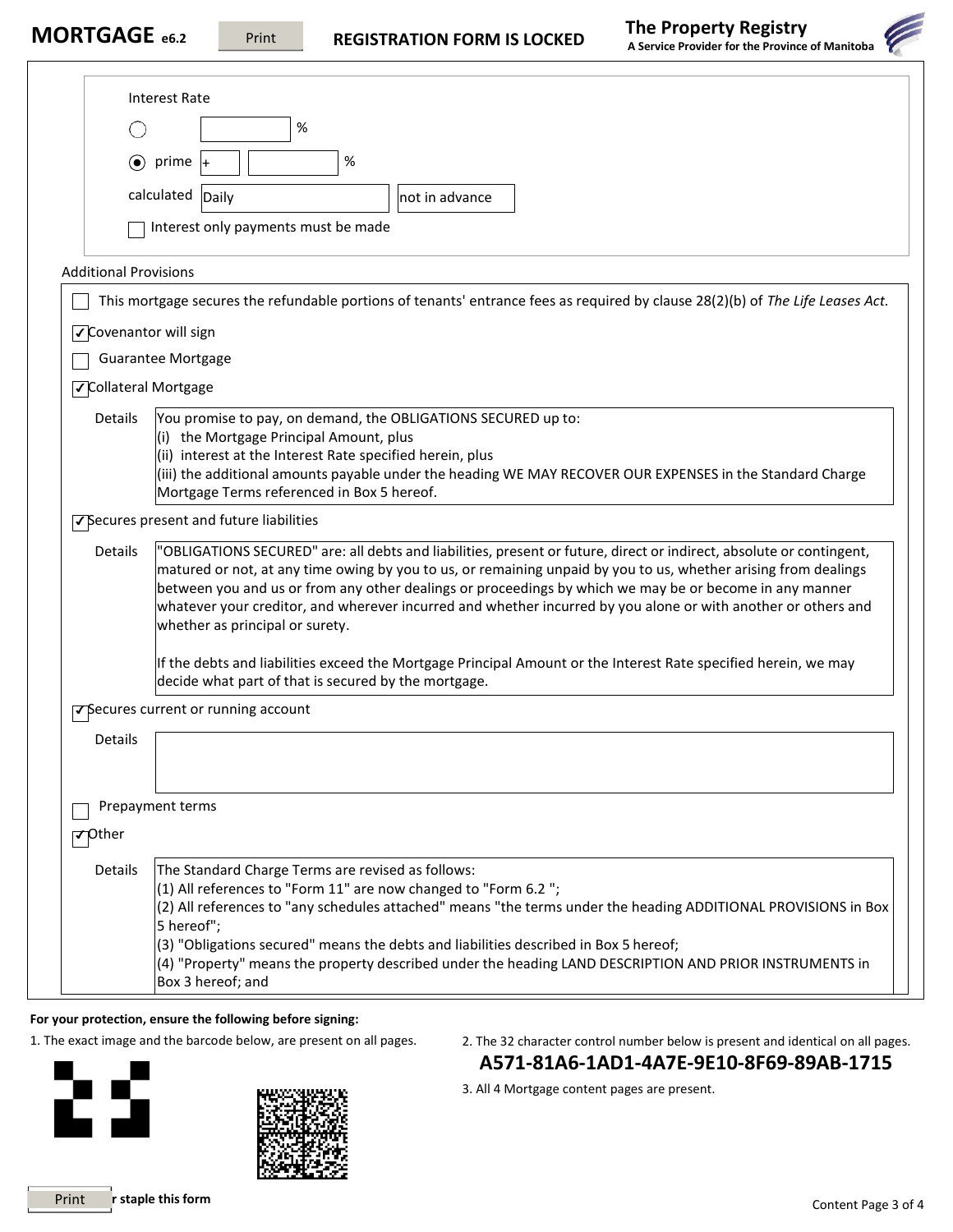**MORTGAGE** e6.2 — REGISTRATION FORM IS LOCKED

**The Property Registry**
A Service Provider for the Province of Manitoba

Interest Rate

- ○ [ ] %
- ◉ prime + [ ] %

calculated Daily not in advance

- [ ] Interest only payments must be made

Additional Provisions

- [ ] This mortgage secures the refundable portions of tenants' entrance fees as required by clause 28(2)(b) of *The Life Leases Act.*
- [x] Covenantor will sign
- [ ] Guarantee Mortgage
- [x] Collateral Mortgage

Details: You promise to pay, on demand, the OBLIGATIONS SECURED up to:
(i) the Mortgage Principal Amount, plus
(ii) interest at the Interest Rate specified herein, plus
(iii) the additional amounts payable under the heading WE MAY RECOVER OUR EXPENSES in the Standard Charge Mortgage Terms referenced in Box 5 hereof.

- [x] Secures present and future liabilities

Details: "OBLIGATIONS SECURED" are: all debts and liabilities, present or future, direct or indirect, absolute or contingent, matured or not, at any time owing by you to us, or remaining unpaid by you to us, whether arising from dealings between you and us or from any other dealings or proceedings by which we may be or become in any manner whatever your creditor, and wherever incurred and whether incurred by you alone or with another or others and whether as principal or surety.

If the debts and liabilities exceed the Mortgage Principal Amount or the Interest Rate specified herein, we may decide what part of that is secured by the mortgage.

- [x] Secures current or running account

Details:

- [ ] Prepayment terms
- [x] Other

Details: The Standard Charge Terms are revised as follows:
(1) All references to "Form 11" are now changed to "Form 6.2 ";
(2) All references to "any schedules attached" means "the terms under the heading ADDITIONAL PROVISIONS in Box 5 hereof";
(3) "Obligations secured" means the debts and liabilities described in Box 5 hereof;
(4) "Property" means the property described under the heading LAND DESCRIPTION AND PRIOR INSTRUMENTS in Box 3 hereof; and

**For your protection, ensure the following before signing:**

1. The exact image and the barcode below, are present on all pages.
2. The 32 character control number below is present and identical on all pages.
   **A571-81A6-1AD1-4A7E-9E10-8F69-89AB-1715**
3. All 4 Mortgage content pages are present.

**r staple this form**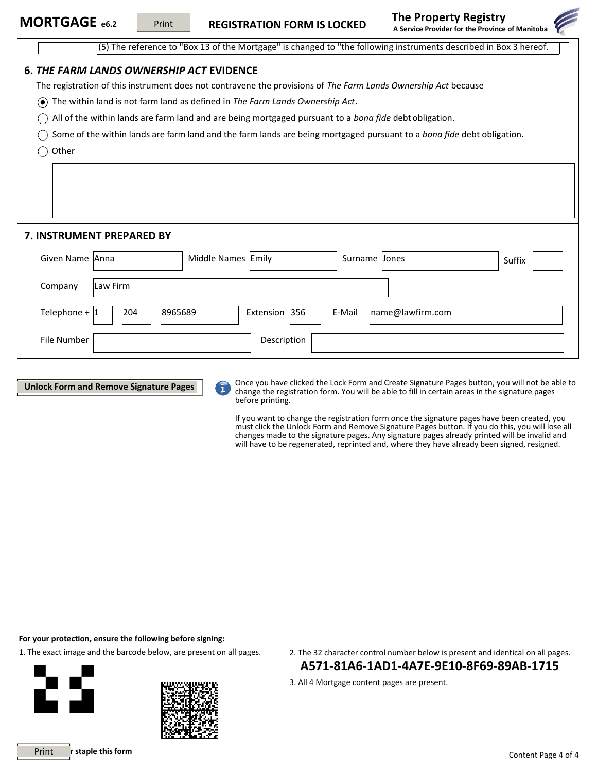**MORTGAGE** e6.2 | Print | **REGISTRATION FORM IS LOCKED** | **The Property Registry** — A Service Provider for the Province of Manitoba

(5) The reference to "Box 13 of the Mortgage" is changed to "the following instruments described in Box 3 hereof.

## 6. *THE FARM LANDS OWNERSHIP ACT* EVIDENCE

The registration of this instrument does not contravene the provisions of *The Farm Lands Ownership Act* because

- (●) The within land is not farm land as defined in *The Farm Lands Ownership Act*.
- ( ) All of the within lands are farm land and are being mortgaged pursuant to a *bona fide* debt obligation.
- ( ) Some of the within lands are farm land and the farm lands are being mortgaged pursuant to a *bona fide* debt obligation.
- ( ) Other

## 7. INSTRUMENT PREPARED BY

| Field | Value |
|---|---|
| Given Name | Anna |
| Middle Names | Emily |
| Surname | Jones |
| Suffix | |
| Company | Law Firm |
| Telephone + | 1 204 8965689 |
| Extension | 356 |
| E-Mail | name@lawfirm.com |
| File Number | |
| Description | |

**Unlock Form and Remove Signature Pages**

Once you have clicked the Lock Form and Create Signature Pages button, you will not be able to change the registration form. You will be able to fill in certain areas in the signature pages before printing.

If you want to change the registration form once the signature pages have been created, you must click the Unlock Form and Remove Signature Pages button. If you do this, you will lose all changes made to the signature pages. Any signature pages already printed will be invalid and will have to be regenerated, reprinted and, where they have already been signed, resigned.

**For your protection, ensure the following before signing:**

1. The exact image and the barcode below, are present on all pages.
2. The 32 character control number below is present and identical on all pages.

   **A571-81A6-1AD1-4A7E-9E10-8F69-89AB-1715**

3. All 4 Mortgage content pages are present.

Print **r staple this form**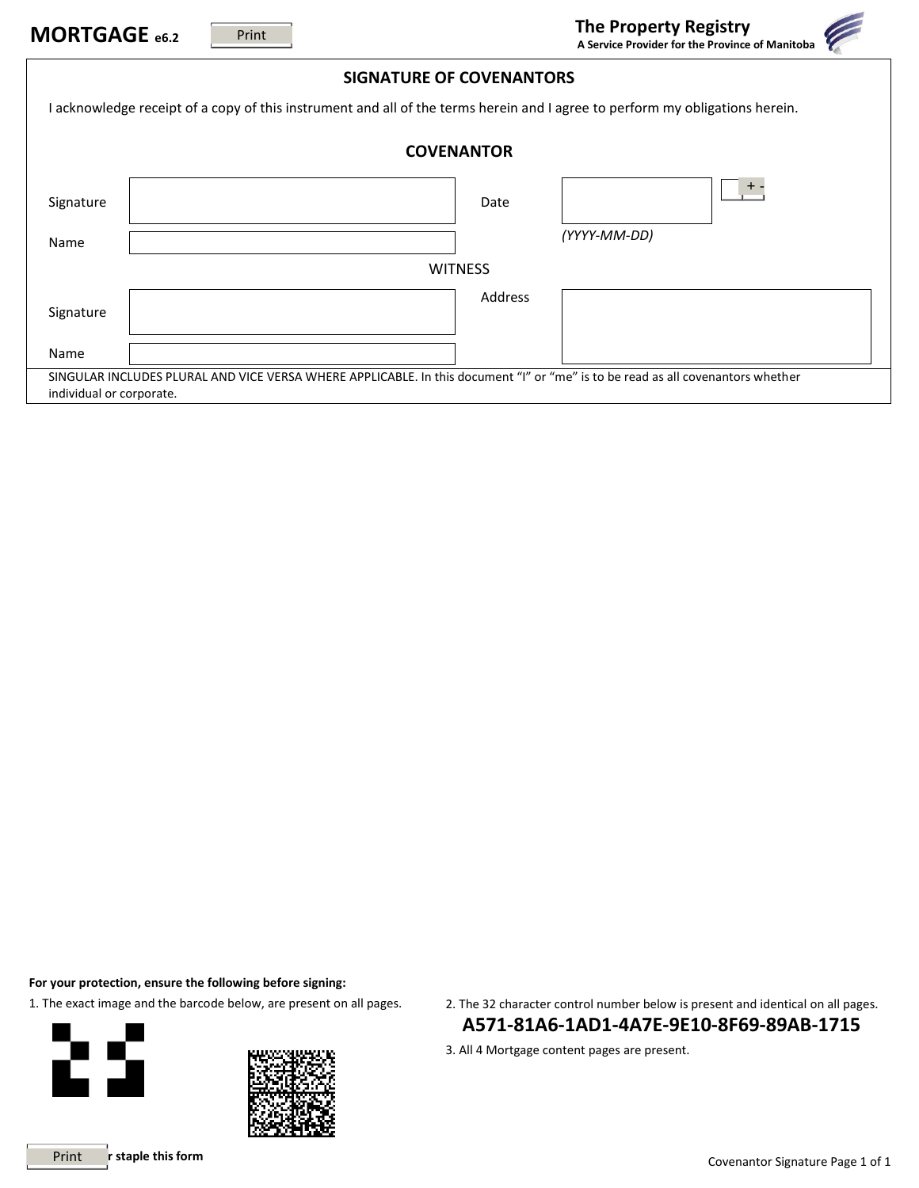**MORTGAGE** e6.2

**The Property Registry**
**A Service Provider for the Province of Manitoba**

## SIGNATURE OF COVENANTORS

I acknowledge receipt of a copy of this instrument and all of the terms herein and I agree to perform my obligations herein.

### COVENANTOR

| | | | |
|---|---|---|---|
| Signature | | Date | |
| Name | | | *(YYYY-MM-DD)* |

WITNESS

| | | | |
|---|---|---|---|
| Signature | | Address | |
| Name | | | |

SINGULAR INCLUDES PLURAL AND VICE VERSA WHERE APPLICABLE. In this document "I" or "me" is to be read as all covenantors whether individual or corporate.

**For your protection, ensure the following before signing:**

1. The exact image and the barcode below, are present on all pages.
2. The 32 character control number below is present and identical on all pages.

**A571-81A6-1AD1-4A7E-9E10-8F69-89AB-1715**

3. All 4 Mortgage content pages are present.

**r staple this form**

Covenantor Signature Page 1 of 1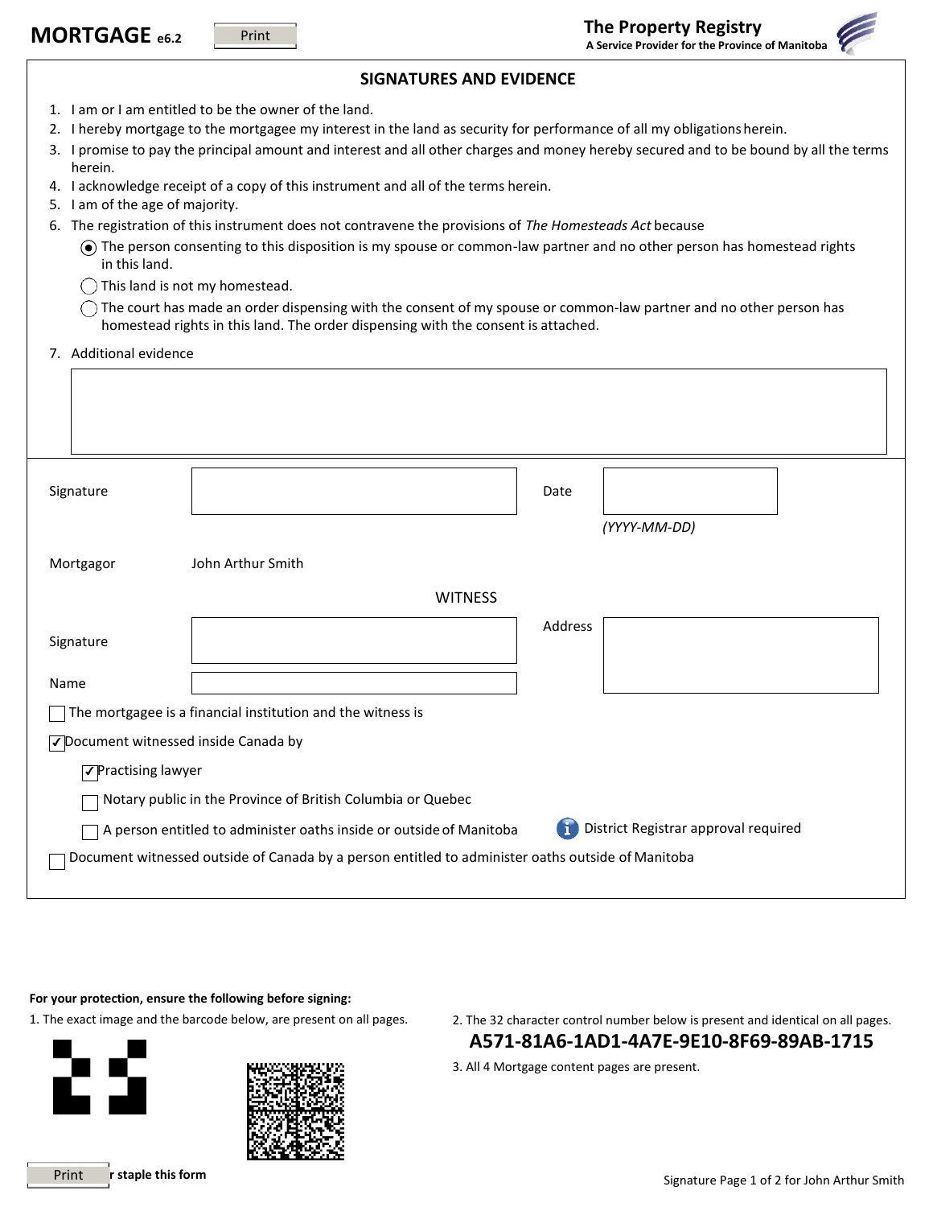# MORTGAGE e6.2

**The Property Registry**
**A Service Provider for the Province of Manitoba**

## SIGNATURES AND EVIDENCE

1. I am or I am entitled to be the owner of the land.
2. I hereby mortgage to the mortgagee my interest in the land as security for performance of all my obligations herein.
3. I promise to pay the principal amount and interest and all other charges and money hereby secured and to be bound by all the terms herein.
4. I acknowledge receipt of a copy of this instrument and all of the terms herein.
5. I am of the age of majority.
6. The registration of this instrument does not contravene the provisions of *The Homesteads Act* because
   - (●) The person consenting to this disposition is my spouse or common-law partner and no other person has homestead rights in this land.
   - ( ) This land is not my homestead.
   - ( ) The court has made an order dispensing with the consent of my spouse or common-law partner and no other person has homestead rights in this land. The order dispensing with the consent is attached.
7. Additional evidence

| Signature | | Date | (YYYY-MM-DD) |
|---|---|---|---|
| Mortgagor | John Arthur Smith | | |

**WITNESS**

| Signature | | Address | |
|---|---|---|---|
| Name | | | |

- [ ] The mortgagee is a financial institution and the witness is
- [x] Document witnessed inside Canada by
  - [x] Practising lawyer
  - [ ] Notary public in the Province of British Columbia or Quebec
  - [ ] A person entitled to administer oaths inside or outside of Manitoba — District Registrar approval required
- [ ] Document witnessed outside of Canada by a person entitled to administer oaths outside of Manitoba

**For your protection, ensure the following before signing:**

1. The exact image and the barcode below, are present on all pages.
2. The 32 character control number below is present and identical on all pages.

**A571-81A6-1AD1-4A7E-9E10-8F69-89AB-1715**

3. All 4 Mortgage content pages are present.

**r staple this form**

Signature Page 1 of 2 for John Arthur Smith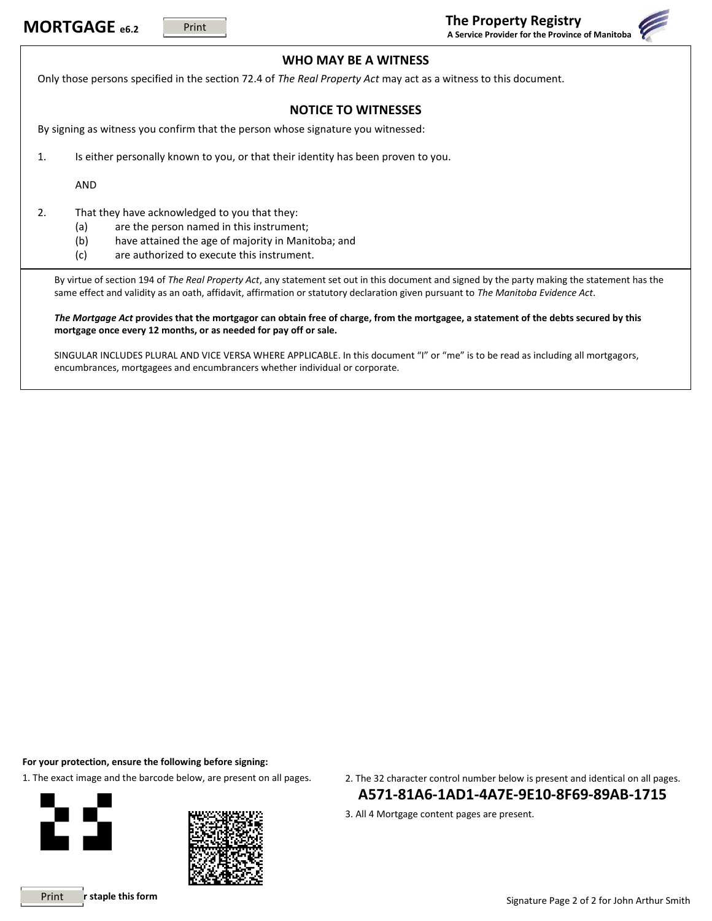# MORTGAGE e6.2

**The Property Registry**
**A Service Provider for the Province of Manitoba**

## WHO MAY BE A WITNESS

Only those persons specified in the section 72.4 of *The Real Property Act* may act as a witness to this document.

## NOTICE TO WITNESSES

By signing as witness you confirm that the person whose signature you witnessed:

1. Is either personally known to you, or that their identity has been proven to you.

   AND

2. That they have acknowledged to you that they:
   (a) are the person named in this instrument;
   (b) have attained the age of majority in Manitoba; and
   (c) are authorized to execute this instrument.

By virtue of section 194 of *The Real Property Act*, any statement set out in this document and signed by the party making the statement has the same effect and validity as an oath, affidavit, affirmation or statutory declaration given pursuant to *The Manitoba Evidence Act*.

***The Mortgage Act* provides that the mortgagor can obtain free of charge, from the mortgagee, a statement of the debts secured by this mortgage once every 12 months, or as needed for pay off or sale.**

SINGULAR INCLUDES PLURAL AND VICE VERSA WHERE APPLICABLE. In this document "I" or "me" is to be read as including all mortgagors, encumbrances, mortgagees and encumbrancers whether individual or corporate.

**For your protection, ensure the following before signing:**

1. The exact image and the barcode below, are present on all pages.
2. The 32 character control number below is present and identical on all pages.

**A571-81A6-1AD1-4A7E-9E10-8F69-89AB-1715**

3. All 4 Mortgage content pages are present.

**r staple this form**

Signature Page 2 of 2 for John Arthur Smith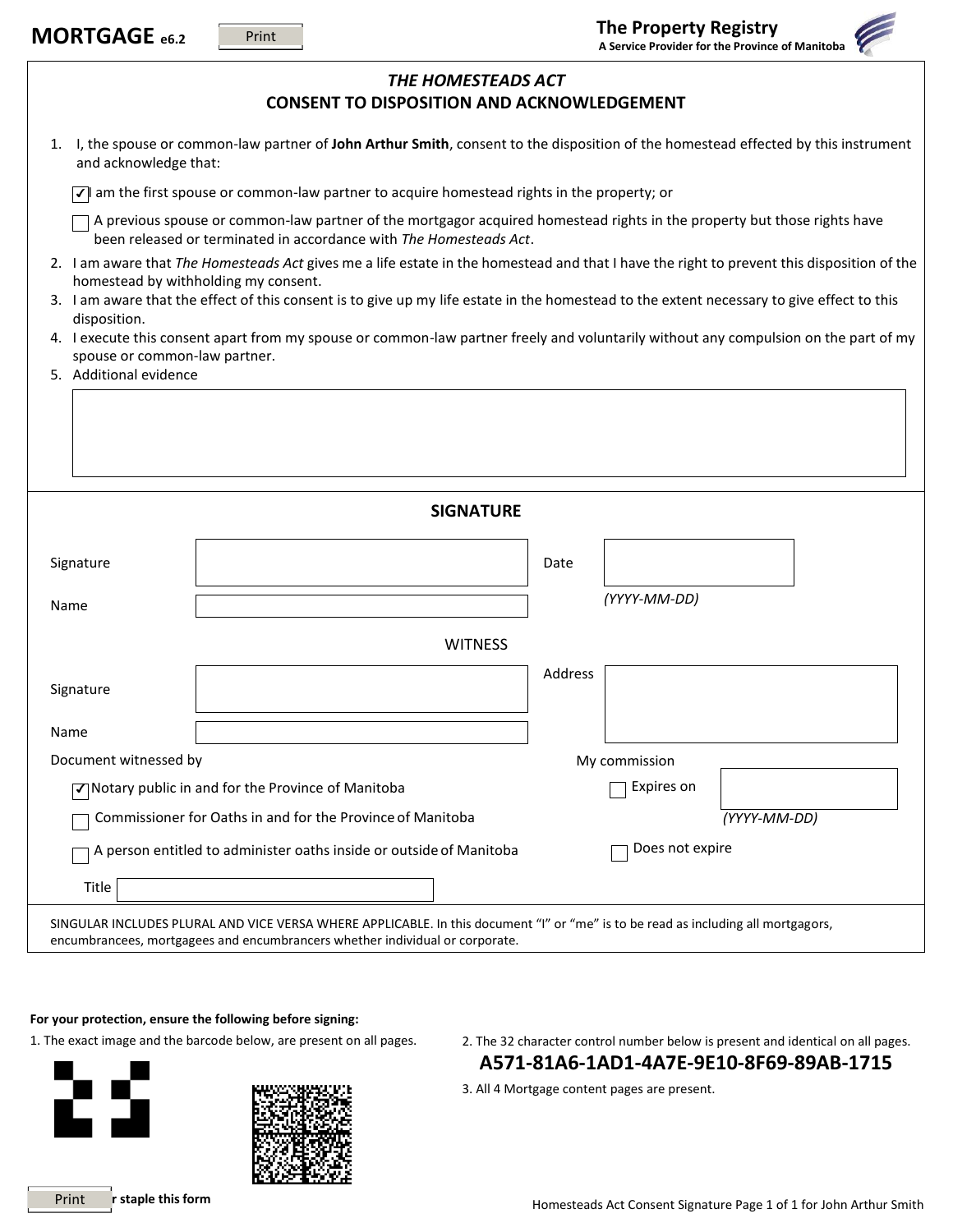# MORTGAGE e6.2

**The Property Registry**
**A Service Provider for the Province of Manitoba**

## *THE HOMESTEADS ACT*
## CONSENT TO DISPOSITION AND ACKNOWLEDGEMENT

1. I, the spouse or common-law partner of **John Arthur Smith**, consent to the disposition of the homestead effected by this instrument and acknowledge that:

   ☑ I am the first spouse or common-law partner to acquire homestead rights in the property; or

   ☐ A previous spouse or common-law partner of the mortgagor acquired homestead rights in the property but those rights have been released or terminated in accordance with *The Homesteads Act*.

2. I am aware that *The Homesteads Act* gives me a life estate in the homestead and that I have the right to prevent this disposition of the homestead by withholding my consent.
3. I am aware that the effect of this consent is to give up my life estate in the homestead to the extent necessary to give effect to this disposition.
4. I execute this consent apart from my spouse or common-law partner freely and voluntarily without any compulsion on the part of my spouse or common-law partner.
5. Additional evidence

## SIGNATURE

Signature: 

Name: 

Date: (YYYY-MM-DD)

### WITNESS

Signature: 

Name: 

Address: 

Document witnessed by

☑ Notary public in and for the Province of Manitoba

☐ Commissioner for Oaths in and for the Province of Manitoba

☐ A person entitled to administer oaths inside or outside of Manitoba

Title: 

My commission

☐ Expires on (YYYY-MM-DD)

☐ Does not expire

SINGULAR INCLUDES PLURAL AND VICE VERSA WHERE APPLICABLE. In this document "I" or "me" is to be read as including all mortgagors, encumbrancees, mortgagees and encumbrancers whether individual or corporate.

**For your protection, ensure the following before signing:**

1. The exact image and the barcode below, are present on all pages.
2. The 32 character control number below is present and identical on all pages.

   **A571-81A6-1AD1-4A7E-9E10-8F69-89AB-1715**

3. All 4 Mortgage content pages are present.

**r staple this form**

Homesteads Act Consent Signature Page 1 of 1 for John Arthur Smith